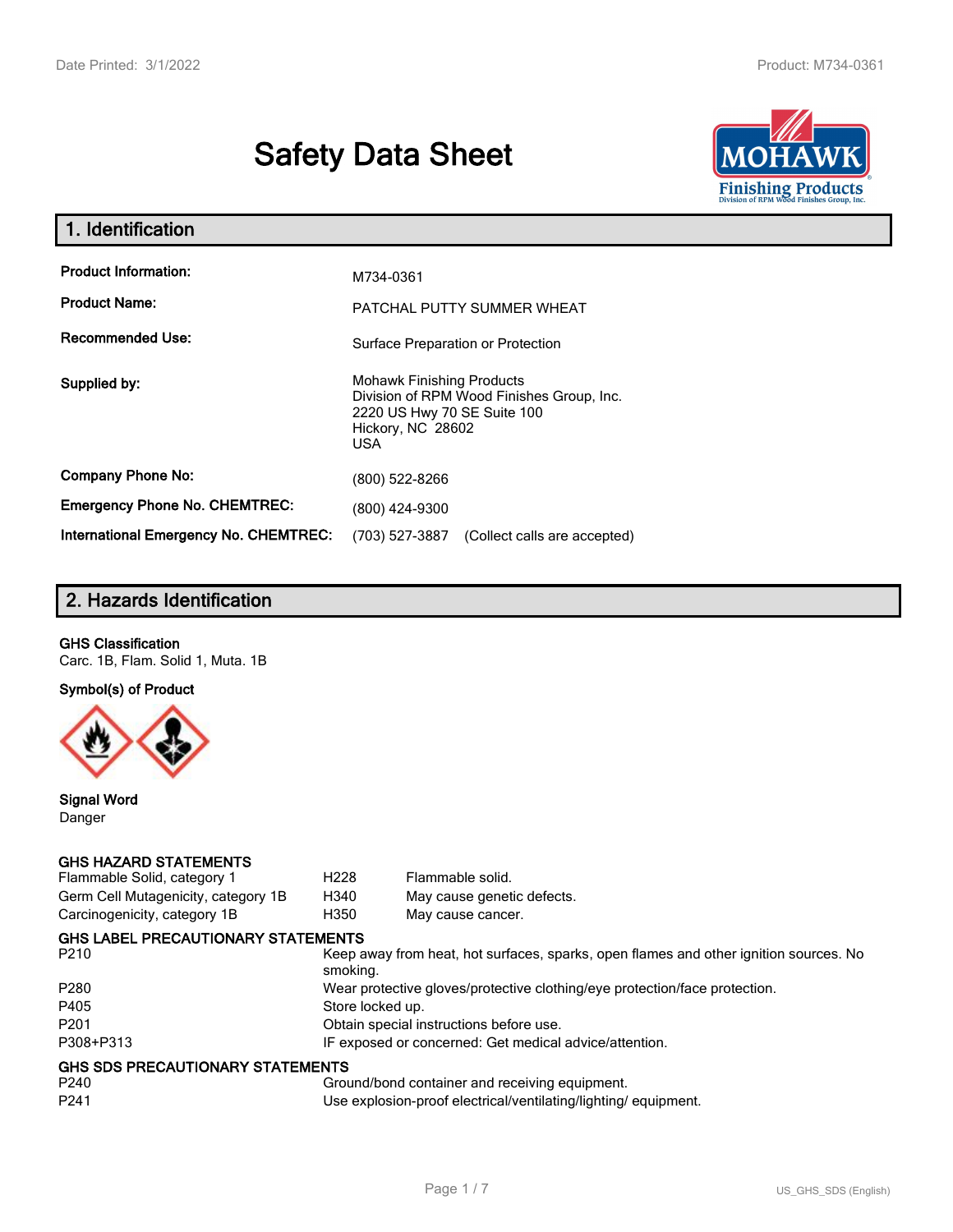# Safety Data Sheet

## 1. Identification

| | |
|---|---|
| **Product Information:** | M734-0361 |
| **Product Name:** | PATCHAL PUTTY SUMMER WHEAT |
| **Recommended Use:** | Surface Preparation or Protection |
| **Supplied by:** | Mohawk Finishing Products<br>Division of RPM Wood Finishes Group, Inc.<br>2220 US Hwy 70 SE Suite 100<br>Hickory, NC 28602<br>USA |
| **Company Phone No:** | (800) 522-8266 |
| **Emergency Phone No. CHEMTREC:** | (800) 424-9300 |
| **International Emergency No. CHEMTREC:** | (703) 527-3887 (Collect calls are accepted) |

## 2. Hazards Identification

**GHS Classification**
Carc. 1B, Flam. Solid 1, Muta. 1B

**Symbol(s) of Product**

**Signal Word**
Danger

**GHS HAZARD STATEMENTS**

| | | |
|---|---|---|
| Flammable Solid, category 1 | H228 | Flammable solid. |
| Germ Cell Mutagenicity, category 1B | H340 | May cause genetic defects. |
| Carcinogenicity, category 1B | H350 | May cause cancer. |

**GHS LABEL PRECAUTIONARY STATEMENTS**

| | |
|---|---|
| P210 | Keep away from heat, hot surfaces, sparks, open flames and other ignition sources. No smoking. |
| P280 | Wear protective gloves/protective clothing/eye protection/face protection. |
| P405 | Store locked up. |
| P201 | Obtain special instructions before use. |
| P308+P313 | IF exposed or concerned: Get medical advice/attention. |

**GHS SDS PRECAUTIONARY STATEMENTS**

| | |
|---|---|
| P240 | Ground/bond container and receiving equipment. |
| P241 | Use explosion-proof electrical/ventilating/lighting/ equipment. |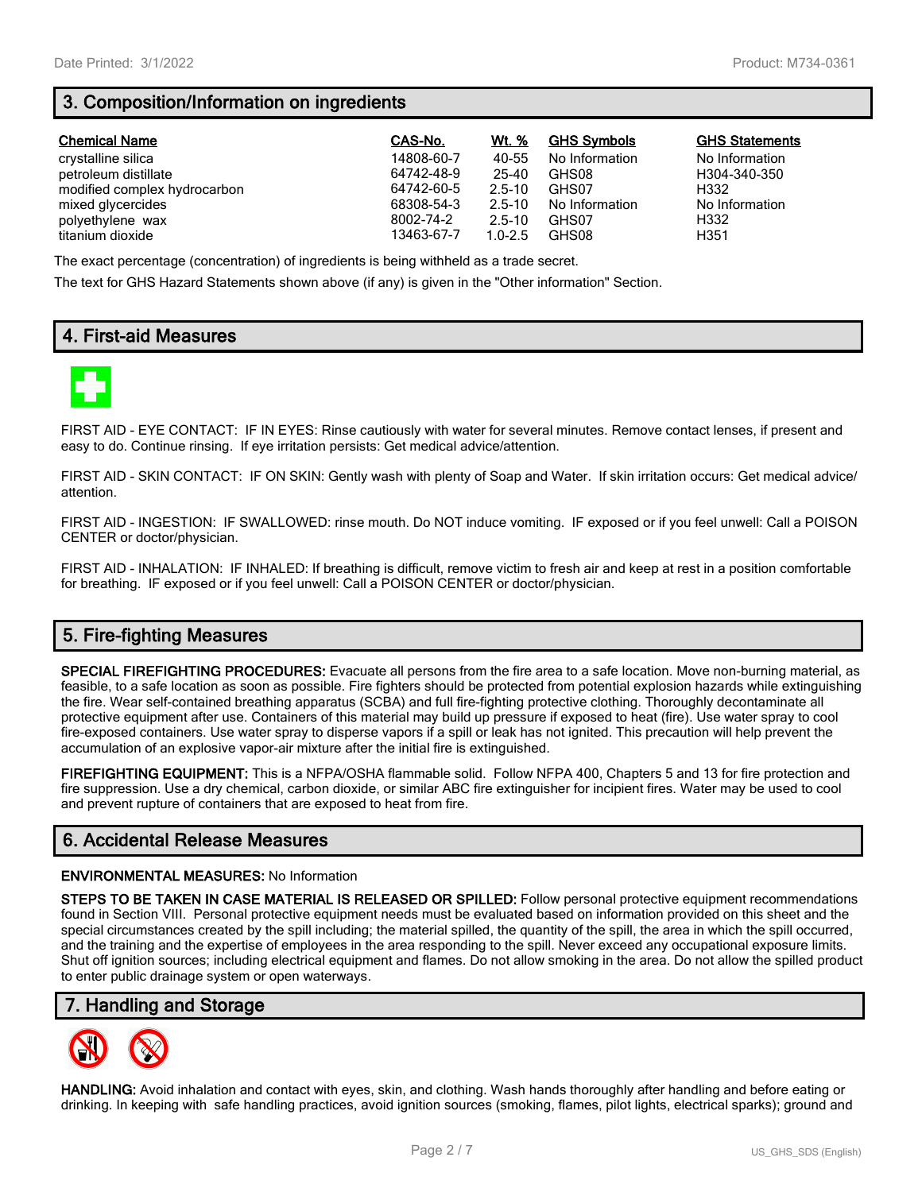## 3. Composition/Information on ingredients

| Chemical Name | CAS-No. | Wt. % | GHS Symbols | GHS Statements |
|---|---|---|---|---|
| crystalline silica | 14808-60-7 | 40-55 | No Information | No Information |
| petroleum distillate | 64742-48-9 | 25-40 | GHS08 | H304-340-350 |
| modified complex hydrocarbon | 64742-60-5 | 2.5-10 | GHS07 | H332 |
| mixed glycercides | 68308-54-3 | 2.5-10 | No Information | No Information |
| polyethylene wax | 8002-74-2 | 2.5-10 | GHS07 | H332 |
| titanium dioxide | 13463-67-7 | 1.0-2.5 | GHS08 | H351 |

The exact percentage (concentration) of ingredients is being withheld as a trade secret.

The text for GHS Hazard Statements shown above (if any) is given in the "Other information" Section.

## 4. First-aid Measures

FIRST AID - EYE CONTACT: IF IN EYES: Rinse cautiously with water for several minutes. Remove contact lenses, if present and easy to do. Continue rinsing. If eye irritation persists: Get medical advice/attention.

FIRST AID - SKIN CONTACT: IF ON SKIN: Gently wash with plenty of Soap and Water. If skin irritation occurs: Get medical advice/ attention.

FIRST AID - INGESTION: IF SWALLOWED: rinse mouth. Do NOT induce vomiting. IF exposed or if you feel unwell: Call a POISON CENTER or doctor/physician.

FIRST AID - INHALATION: IF INHALED: If breathing is difficult, remove victim to fresh air and keep at rest in a position comfortable for breathing. IF exposed or if you feel unwell: Call a POISON CENTER or doctor/physician.

## 5. Fire-fighting Measures

**SPECIAL FIREFIGHTING PROCEDURES:** Evacuate all persons from the fire area to a safe location. Move non-burning material, as feasible, to a safe location as soon as possible. Fire fighters should be protected from potential explosion hazards while extinguishing the fire. Wear self-contained breathing apparatus (SCBA) and full fire-fighting protective clothing. Thoroughly decontaminate all protective equipment after use. Containers of this material may build up pressure if exposed to heat (fire). Use water spray to cool fire-exposed containers. Use water spray to disperse vapors if a spill or leak has not ignited. This precaution will help prevent the accumulation of an explosive vapor-air mixture after the initial fire is extinguished.

**FIREFIGHTING EQUIPMENT:** This is a NFPA/OSHA flammable solid. Follow NFPA 400, Chapters 5 and 13 for fire protection and fire suppression. Use a dry chemical, carbon dioxide, or similar ABC fire extinguisher for incipient fires. Water may be used to cool and prevent rupture of containers that are exposed to heat from fire.

## 6. Accidental Release Measures

**ENVIRONMENTAL MEASURES:** No Information

**STEPS TO BE TAKEN IN CASE MATERIAL IS RELEASED OR SPILLED:** Follow personal protective equipment recommendations found in Section VIII. Personal protective equipment needs must be evaluated based on information provided on this sheet and the special circumstances created by the spill including; the material spilled, the quantity of the spill, the area in which the spill occurred, and the training and the expertise of employees in the area responding to the spill. Never exceed any occupational exposure limits. Shut off ignition sources; including electrical equipment and flames. Do not allow smoking in the area. Do not allow the spilled product to enter public drainage system or open waterways.

## 7. Handling and Storage

**HANDLING:** Avoid inhalation and contact with eyes, skin, and clothing. Wash hands thoroughly after handling and before eating or drinking. In keeping with safe handling practices, avoid ignition sources (smoking, flames, pilot lights, electrical sparks); ground and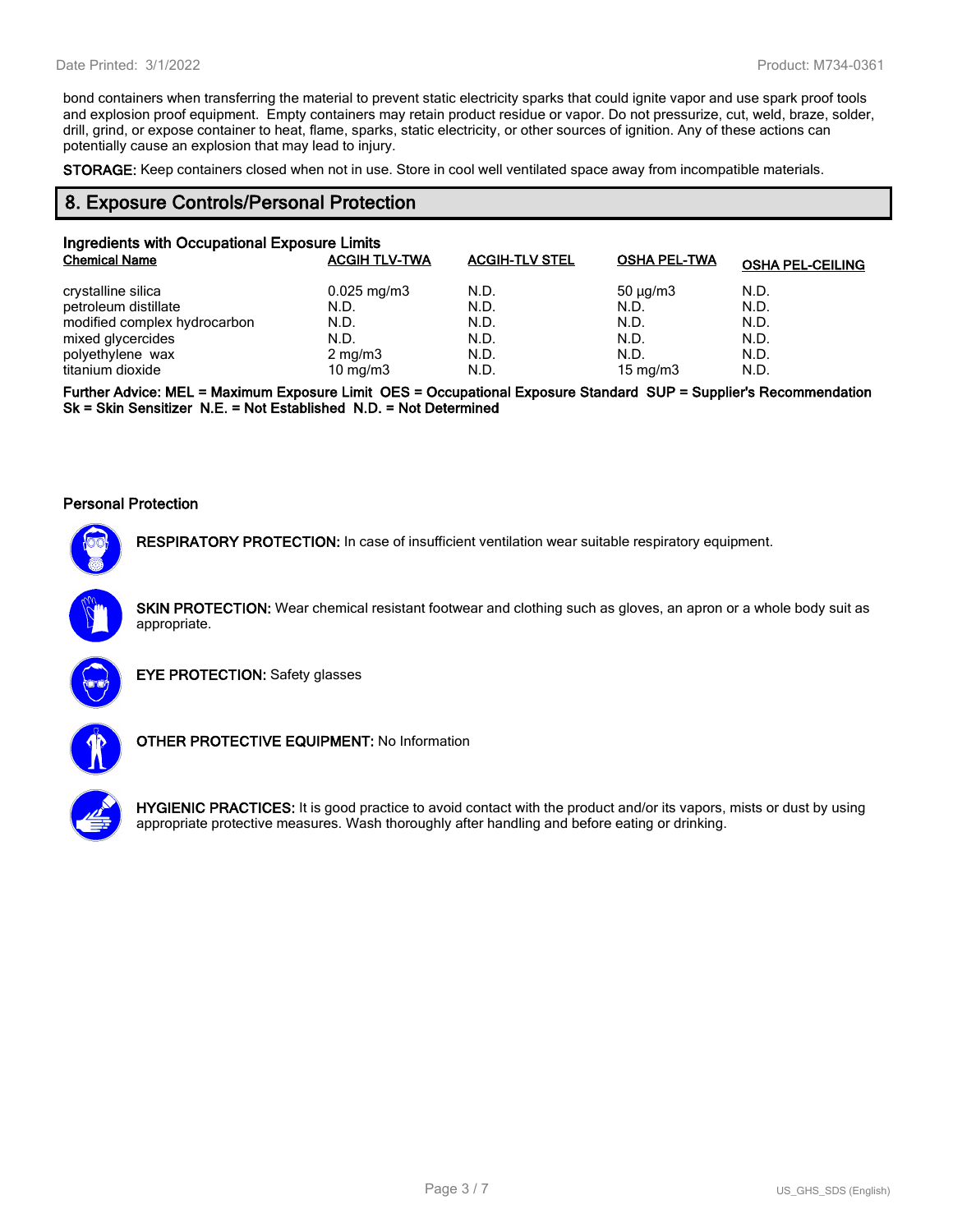bond containers when transferring the material to prevent static electricity sparks that could ignite vapor and use spark proof tools and explosion proof equipment. Empty containers may retain product residue or vapor. Do not pressurize, cut, weld, braze, solder, drill, grind, or expose container to heat, flame, sparks, static electricity, or other sources of ignition. Any of these actions can potentially cause an explosion that may lead to injury.

**STORAGE:** Keep containers closed when not in use. Store in cool well ventilated space away from incompatible materials.

## 8. Exposure Controls/Personal Protection

### Ingredients with Occupational Exposure Limits

| Chemical Name | ACGIH TLV-TWA | ACGIH-TLV STEL | OSHA PEL-TWA | OSHA PEL-CEILING |
|---|---|---|---|---|
| crystalline silica | 0.025 mg/m3 | N.D. | 50 µg/m3 | N.D. |
| petroleum distillate | N.D. | N.D. | N.D. | N.D. |
| modified complex hydrocarbon | N.D. | N.D. | N.D. | N.D. |
| mixed glycercides | N.D. | N.D. | N.D. | N.D. |
| polyethylene wax | 2 mg/m3 | N.D. | N.D. | N.D. |
| titanium dioxide | 10 mg/m3 | N.D. | 15 mg/m3 | N.D. |

**Further Advice: MEL = Maximum Exposure Limit OES = Occupational Exposure Standard SUP = Supplier's Recommendation Sk = Skin Sensitizer N.E. = Not Established N.D. = Not Determined**

### Personal Protection

**RESPIRATORY PROTECTION:** In case of insufficient ventilation wear suitable respiratory equipment.

**SKIN PROTECTION:** Wear chemical resistant footwear and clothing such as gloves, an apron or a whole body suit as appropriate.

**EYE PROTECTION:** Safety glasses

**OTHER PROTECTIVE EQUIPMENT:** No Information

**HYGIENIC PRACTICES:** It is good practice to avoid contact with the product and/or its vapors, mists or dust by using appropriate protective measures. Wash thoroughly after handling and before eating or drinking.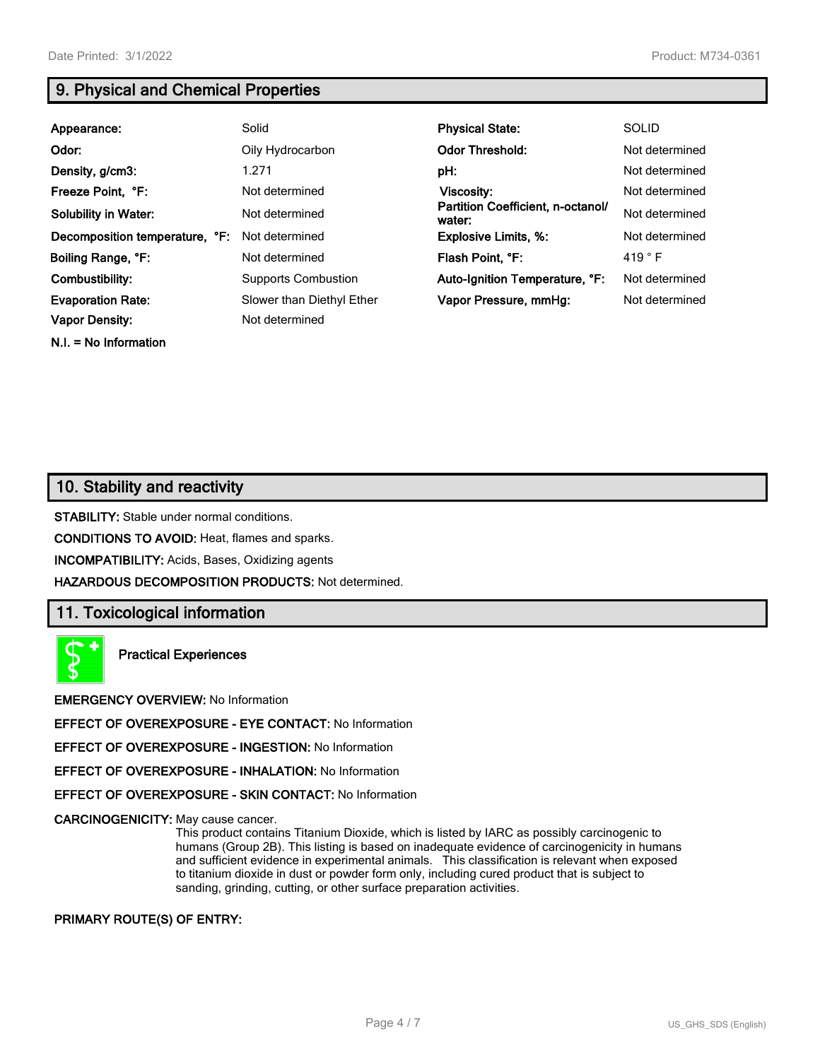## 9. Physical and Chemical Properties

| | | | |
|---|---|---|---|
| **Appearance:** | Solid | **Physical State:** | SOLID |
| **Odor:** | Oily Hydrocarbon | **Odor Threshold:** | Not determined |
| **Density, g/cm3:** | 1.271 | **pH:** | Not determined |
| **Freeze Point, °F:** | Not determined | **Viscosity:** | Not determined |
| **Solubility in Water:** | Not determined | **Partition Coefficient, n-octanol/ water:** | Not determined |
| **Decomposition temperature, °F:** | Not determined | **Explosive Limits, %:** | Not determined |
| **Boiling Range, °F:** | Not determined | **Flash Point, °F:** | 419 ° F |
| **Combustibility:** | Supports Combustion | **Auto-Ignition Temperature, °F:** | Not determined |
| **Evaporation Rate:** | Slower than Diethyl Ether | **Vapor Pressure, mmHg:** | Not determined |
| **Vapor Density:** | Not determined | | |

**N.I. = No Information**

## 10. Stability and reactivity

**STABILITY:** Stable under normal conditions.

**CONDITIONS TO AVOID:** Heat, flames and sparks.

**INCOMPATIBILITY:** Acids, Bases, Oxidizing agents

**HAZARDOUS DECOMPOSITION PRODUCTS:** Not determined.

## 11. Toxicological information

**Practical Experiences**

**EMERGENCY OVERVIEW:** No Information

**EFFECT OF OVEREXPOSURE - EYE CONTACT:** No Information

**EFFECT OF OVEREXPOSURE - INGESTION:** No Information

**EFFECT OF OVEREXPOSURE - INHALATION:** No Information

**EFFECT OF OVEREXPOSURE - SKIN CONTACT:** No Information

**CARCINOGENICITY:** May cause cancer.
This product contains Titanium Dioxide, which is listed by IARC as possibly carcinogenic to humans (Group 2B). This listing is based on inadequate evidence of carcinogenicity in humans and sufficient evidence in experimental animals. This classification is relevant when exposed to titanium dioxide in dust or powder form only, including cured product that is subject to sanding, grinding, cutting, or other surface preparation activities.

**PRIMARY ROUTE(S) OF ENTRY:**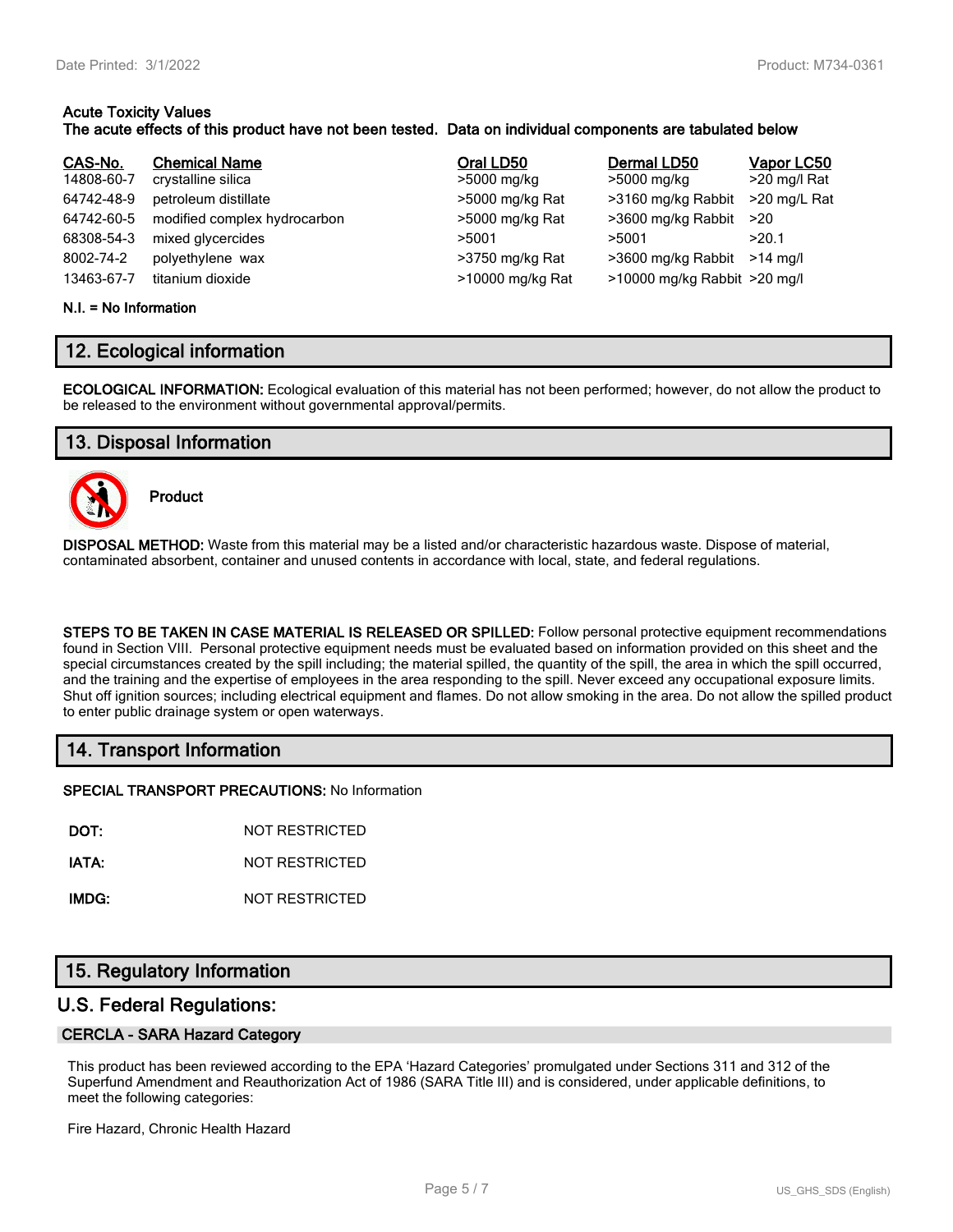**Acute Toxicity Values**
**The acute effects of this product have not been tested. Data on individual components are tabulated below**

| CAS-No. | Chemical Name | Oral LD50 | Dermal LD50 | Vapor LC50 |
|---|---|---|---|---|
| 14808-60-7 | crystalline silica | >5000 mg/kg | >5000 mg/kg | >20 mg/l Rat |
| 64742-48-9 | petroleum distillate | >5000 mg/kg Rat | >3160 mg/kg Rabbit | >20 mg/L Rat |
| 64742-60-5 | modified complex hydrocarbon | >5000 mg/kg Rat | >3600 mg/kg Rabbit | >20 |
| 68308-54-3 | mixed glycercides | >5001 | >5001 | >20.1 |
| 8002-74-2 | polyethylene wax | >3750 mg/kg Rat | >3600 mg/kg Rabbit | >14 mg/l |
| 13463-67-7 | titanium dioxide | >10000 mg/kg Rat | >10000 mg/kg Rabbit | >20 mg/l |

**N.I. = No Information**

## 12. Ecological information

**ECOLOGICAL INFORMATION:** Ecological evaluation of this material has not been performed; however, do not allow the product to be released to the environment without governmental approval/permits.

## 13. Disposal Information

**Product**

**DISPOSAL METHOD:** Waste from this material may be a listed and/or characteristic hazardous waste. Dispose of material, contaminated absorbent, container and unused contents in accordance with local, state, and federal regulations.

**STEPS TO BE TAKEN IN CASE MATERIAL IS RELEASED OR SPILLED:** Follow personal protective equipment recommendations found in Section VIII. Personal protective equipment needs must be evaluated based on information provided on this sheet and the special circumstances created by the spill including; the material spilled, the quantity of the spill, the area in which the spill occurred, and the training and the expertise of employees in the area responding to the spill. Never exceed any occupational exposure limits. Shut off ignition sources; including electrical equipment and flames. Do not allow smoking in the area. Do not allow the spilled product to enter public drainage system or open waterways.

## 14. Transport Information

**SPECIAL TRANSPORT PRECAUTIONS:** No Information

**DOT:** NOT RESTRICTED

**IATA:** NOT RESTRICTED

**IMDG:** NOT RESTRICTED

## 15. Regulatory Information

### U.S. Federal Regulations:

#### CERCLA - SARA Hazard Category

This product has been reviewed according to the EPA 'Hazard Categories' promulgated under Sections 311 and 312 of the Superfund Amendment and Reauthorization Act of 1986 (SARA Title III) and is considered, under applicable definitions, to meet the following categories:

Fire Hazard, Chronic Health Hazard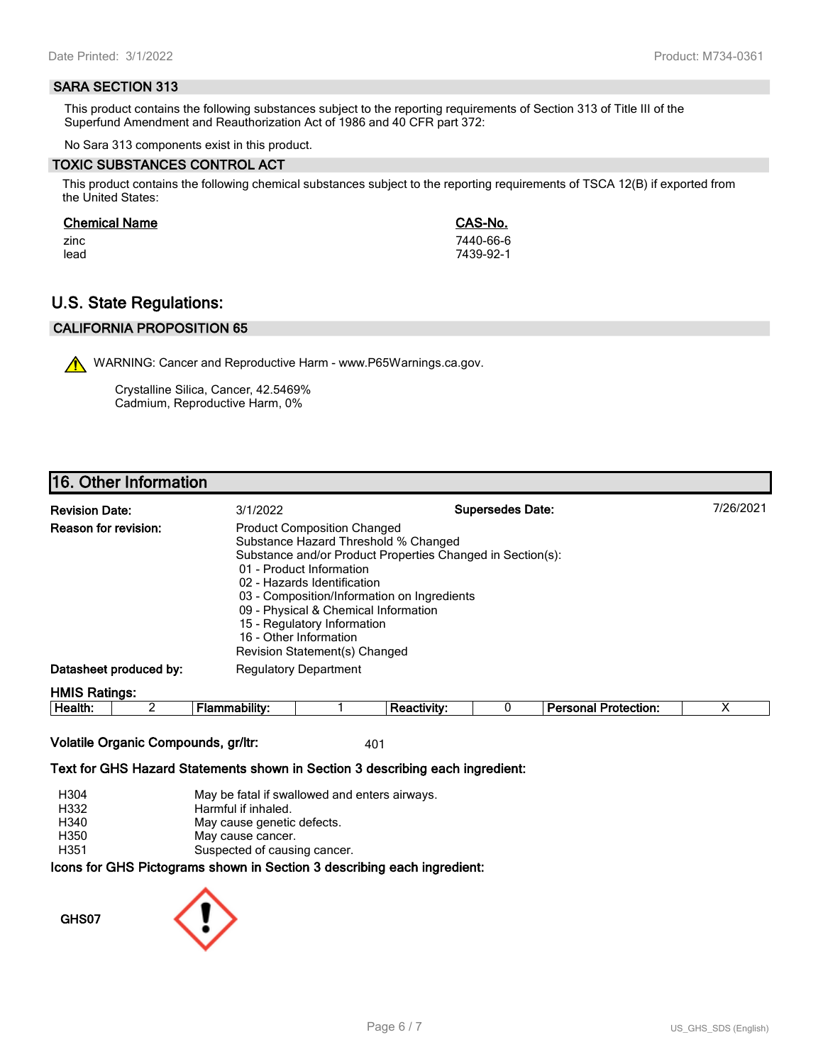### SARA SECTION 313

This product contains the following substances subject to the reporting requirements of Section 313 of Title III of the Superfund Amendment and Reauthorization Act of 1986 and 40 CFR part 372:

No Sara 313 components exist in this product.

### TOXIC SUBSTANCES CONTROL ACT

This product contains the following chemical substances subject to the reporting requirements of TSCA 12(B) if exported from the United States:

| Chemical Name | CAS-No. |
|---|---|
| zinc | 7440-66-6 |
| lead | 7439-92-1 |

## U.S. State Regulations:

### CALIFORNIA PROPOSITION 65

WARNING: Cancer and Reproductive Harm - www.P65Warnings.ca.gov.

Crystalline Silica, Cancer, 42.5469%
Cadmium, Reproductive Harm, 0%

## 16. Other Information

**Revision Date:** 3/1/2022 **Supersedes Date:** 7/26/2021

**Reason for revision:**
Product Composition Changed
Substance Hazard Threshold % Changed
Substance and/or Product Properties Changed in Section(s):
- 01 - Product Information
- 02 - Hazards Identification
- 03 - Composition/Information on Ingredients
- 09 - Physical & Chemical Information
- 15 - Regulatory Information
- 16 - Other Information

Revision Statement(s) Changed

**Datasheet produced by:** Regulatory Department

**HMIS Ratings:**

| Health: | 2 | Flammability: | 1 | Reactivity: | 0 | Personal Protection: | X |
|---|---|---|---|---|---|---|---|

**Volatile Organic Compounds, gr/ltr:** 401

**Text for GHS Hazard Statements shown in Section 3 describing each ingredient:**

| | |
|---|---|
| H304 | May be fatal if swallowed and enters airways. |
| H332 | Harmful if inhaled. |
| H340 | May cause genetic defects. |
| H350 | May cause cancer. |
| H351 | Suspected of causing cancer. |

**Icons for GHS Pictograms shown in Section 3 describing each ingredient:**

GHS07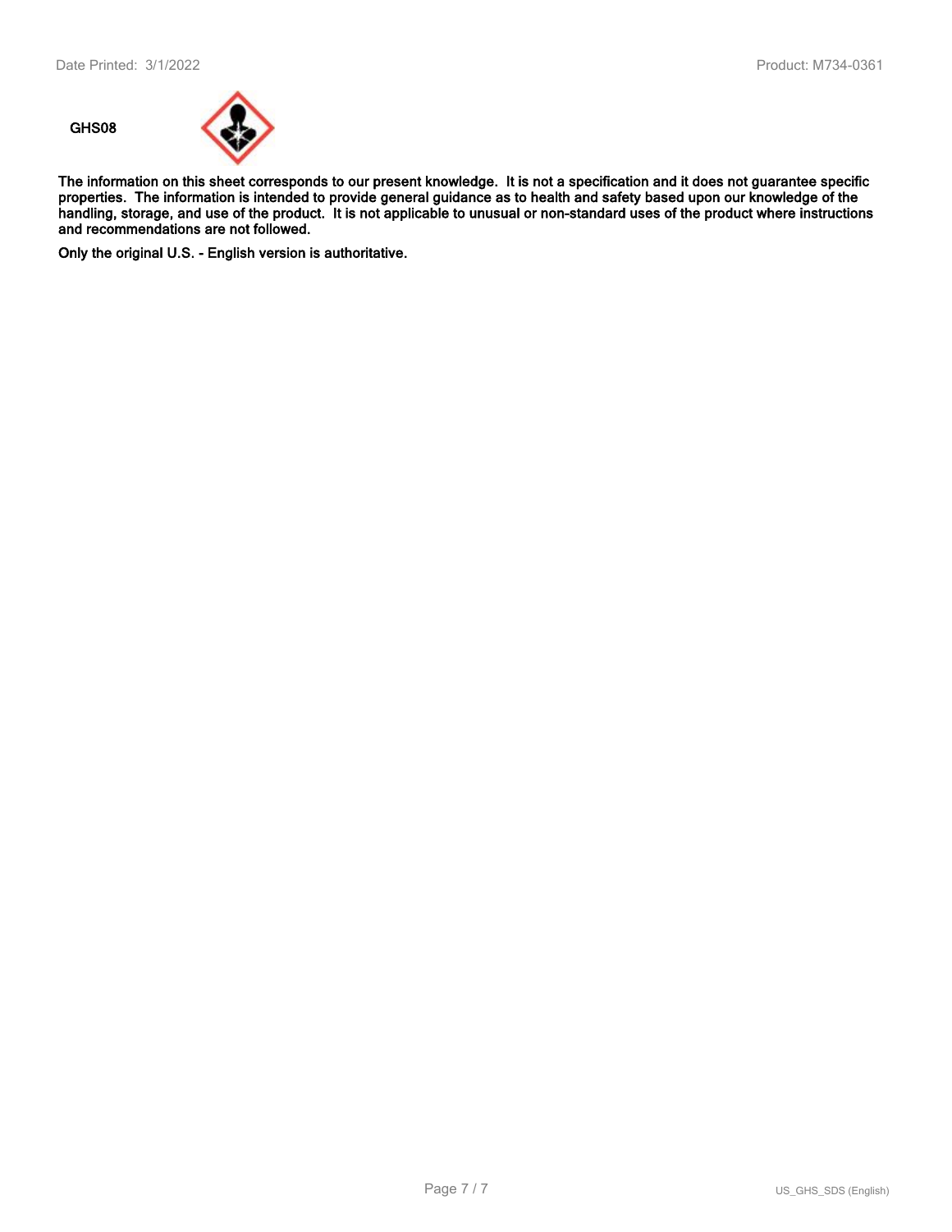**GHS08**

**The information on this sheet corresponds to our present knowledge. It is not a specification and it does not guarantee specific properties. The information is intended to provide general guidance as to health and safety based upon our knowledge of the handling, storage, and use of the product. It is not applicable to unusual or non-standard uses of the product where instructions and recommendations are not followed.**

**Only the original U.S. - English version is authoritative.**